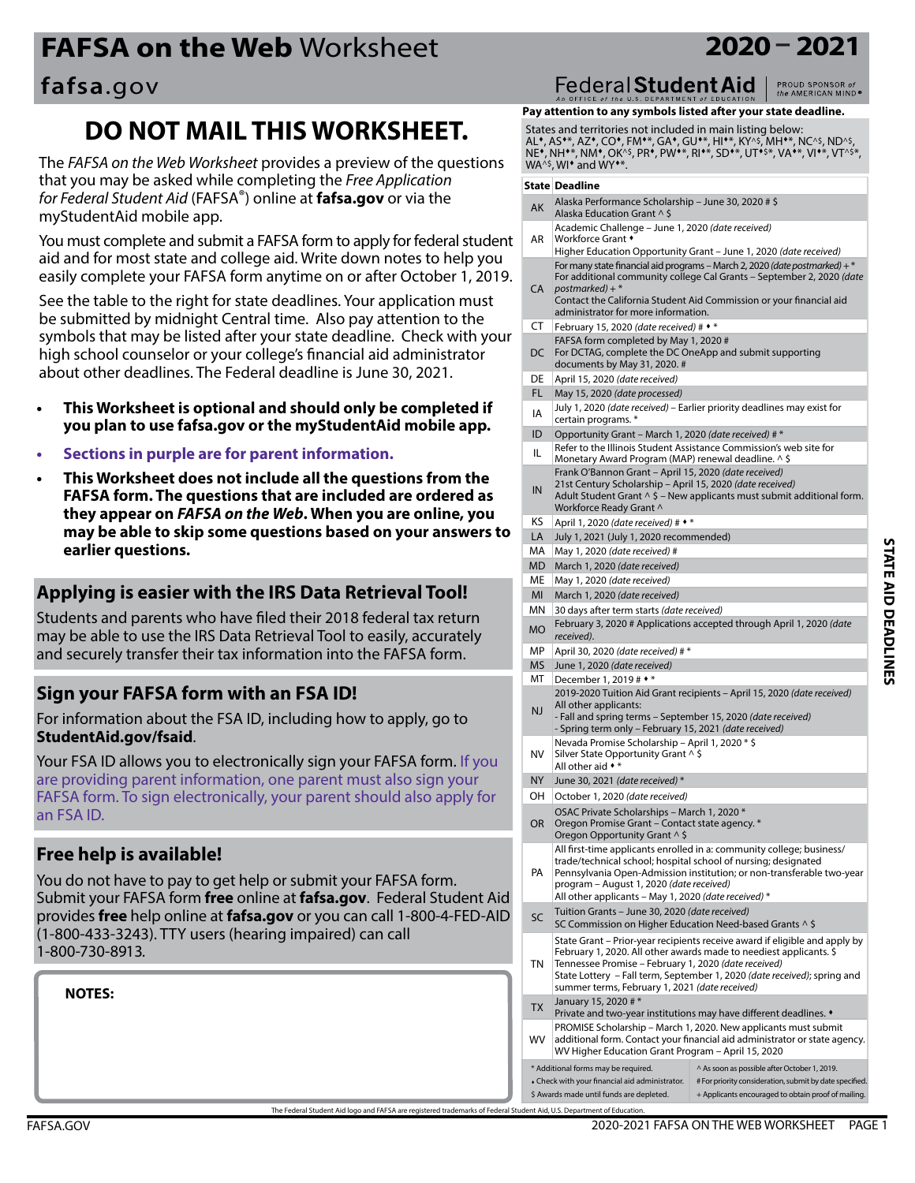# FAFSA on the Web Worksheet 2020 – 2021

fafsa.gov

Federal Student Aid — An OFFICE of the U.S. DEPARTMENT of EDUCATION | PROUD SPONSOR of the AMERICAN MIND®

## DO NOT MAIL THIS WORKSHEET.

The *FAFSA on the Web Worksheet* provides a preview of the questions that you may be asked while completing the *Free Application for Federal Student Aid* (FAFSA®) online at **fafsa.gov** or via the myStudentAid mobile app.

You must complete and submit a FAFSA form to apply for federal student aid and for most state and college aid. Write down notes to help you easily complete your FAFSA form anytime on or after October 1, 2019.

See the table to the right for state deadlines. Your application must be submitted by midnight Central time. Also pay attention to the symbols that may be listed after your state deadline. Check with your high school counselor or your college's financial aid administrator about other deadlines. The Federal deadline is June 30, 2021.

- **This Worksheet is optional and should only be completed if you plan to use fafsa.gov or the myStudentAid mobile app.**
- **Sections in purple are for parent information.**
- **This Worksheet does not include all the questions from the FAFSA form. The questions that are included are ordered as they appear on *FAFSA on the Web*. When you are online, you may be able to skip some questions based on your answers to earlier questions.**

### Applying is easier with the IRS Data Retrieval Tool!

Students and parents who have filed their 2018 federal tax return may be able to use the IRS Data Retrieval Tool to easily, accurately and securely transfer their tax information into the FAFSA form.

### Sign your FAFSA form with an FSA ID!

For information about the FSA ID, including how to apply, go to **StudentAid.gov/fsaid**.

Your FSA ID allows you to electronically sign your FAFSA form. If you are providing parent information, one parent must also sign your FAFSA form. To sign electronically, your parent should also apply for an FSA ID.

### Free help is available!

You do not have to pay to get help or submit your FAFSA form. Submit your FAFSA form **free** online at **fafsa.gov**. Federal Student Aid provides **free** help online at **fafsa.gov** or you can call 1-800-4-FED-AID (1-800-433-3243). TTY users (hearing impaired) can call 1-800-730-8913.

**NOTES:**

## STATE AID DEADLINES

**Pay attention to any symbols listed after your state deadline.**

States and territories not included in main listing below:
AL♦, AS♦*, AZ♦, CO♦, FM♦*, GA♦, GU♦*, HI♦*, KY^$, MH♦*, NC^$, ND^$, NE♦, NH♦*, NM♦, OK^$, PR♦, PW♦*, RI♦*, SD♦*, UT♦$*, VA♦*, VI♦*, VT^$*, WA^$, WI♦ and WY♦*.

| State | Deadline |
|---|---|
| AK | Alaska Performance Scholarship – June 30, 2020 # $<br>Alaska Education Grant ^ $ |
| AR | Academic Challenge – June 1, 2020 *(date received)*<br>Workforce Grant ♦<br>Higher Education Opportunity Grant – June 1, 2020 *(date received)* |
| CA | For many state financial aid programs – March 2, 2020 *(date postmarked)* + *<br>For additional community college Cal Grants – September 2, 2020 *(date postmarked)* + *<br>Contact the California Student Aid Commission or your financial aid administrator for more information. |
| CT | February 15, 2020 *(date received)* # ♦ * |
| DC | FAFSA form completed by May 1, 2020 #<br>For DCTAG, complete the DC OneApp and submit supporting documents by May 31, 2020. # |
| DE | April 15, 2020 *(date received)* |
| FL | May 15, 2020 *(date processed)* |
| IA | July 1, 2020 *(date received)* – Earlier priority deadlines may exist for certain programs. * |
| ID | Opportunity Grant – March 1, 2020 *(date received)* # * |
| IL | Refer to the Illinois Student Assistance Commission's web site for Monetary Award Program (MAP) renewal deadline. ^ $ |
| IN | Frank O'Bannon Grant – April 15, 2020 *(date received)*<br>21st Century Scholarship – April 15, 2020 *(date received)*<br>Adult Student Grant ^ $ – New applicants must submit additional form.<br>Workforce Ready Grant ^ |
| KS | April 1, 2020 *(date received)* # ♦ * |
| LA | July 1, 2021 (July 1, 2020 recommended) |
| MA | May 1, 2020 *(date received)* # |
| MD | March 1, 2020 *(date received)* |
| ME | May 1, 2020 *(date received)* |
| MI | March 1, 2020 *(date received)* |
| MN | 30 days after term starts *(date received)* |
| MO | February 3, 2020 # Applications accepted through April 1, 2020 *(date received)*. |
| MP | April 30, 2020 *(date received)* # * |
| MS | June 1, 2020 *(date received)* |
| MT | December 1, 2019 # ♦ * |
| NJ | 2019-2020 Tuition Aid Grant recipients – April 15, 2020 *(date received)*<br>All other applicants:<br>- Fall and spring terms – September 15, 2020 *(date received)*<br>- Spring term only – February 15, 2021 *(date received)* |
| NV | Nevada Promise Scholarship – April 1, 2020 * $<br>Silver State Opportunity Grant ^ $<br>All other aid ♦ * |
| NY | June 30, 2021 *(date received)* * |
| OH | October 1, 2020 *(date received)* |
| OR | OSAC Private Scholarships – March 1, 2020 *<br>Oregon Promise Grant – Contact state agency. *<br>Oregon Opportunity Grant ^ $ |
| PA | All first-time applicants enrolled in a: community college; business/trade/technical school; hospital school of nursing; designated Pennsylvania Open-Admission institution; or non-transferable two-year program – August 1, 2020 *(date received)*<br>All other applicants – May 1, 2020 *(date received)* * |
| SC | Tuition Grants – June 30, 2020 *(date received)*<br>SC Commission on Higher Education Need-based Grants ^ $ |
| TN | State Grant – Prior-year recipients receive award if eligible and apply by February 1, 2020. All other awards made to neediest applicants. $<br>Tennessee Promise – February 1, 2020 *(date received)*<br>State Lottery – Fall term, September 1, 2020 *(date received)*; spring and summer terms, February 1, 2021 *(date received)* |
| TX | January 15, 2020 # *<br>Private and two-year institutions may have different deadlines. ♦ |
| WV | PROMISE Scholarship – March 1, 2020. New applicants must submit additional form. Contact your financial aid administrator or state agency.<br>WV Higher Education Grant Program – April 15, 2020 |

| | |
|---|---|
| * Additional forms may be required. | ^ As soon as possible after October 1, 2019. |
| ♦ Check with your financial aid administrator. | # For priority consideration, submit by date specified. |
| $ Awards made until funds are depleted. | + Applicants encouraged to obtain proof of mailing. |

The Federal Student Aid logo and FAFSA are registered trademarks of Federal Student Aid, U.S. Department of Education.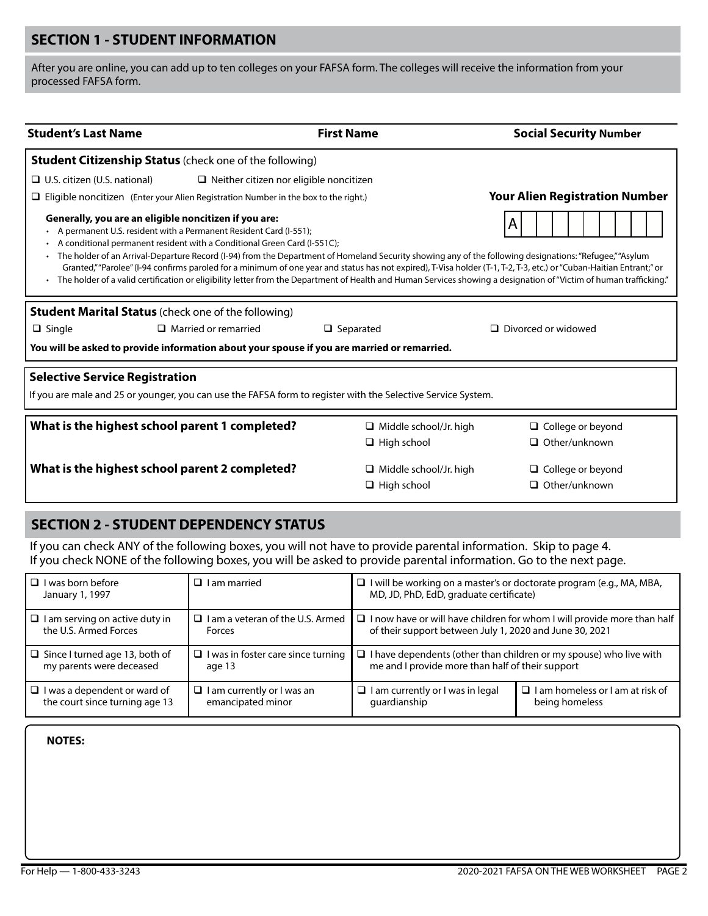## SECTION 1 - STUDENT INFORMATION

After you are online, you can add up to ten colleges on your FAFSA form. The colleges will receive the information from your processed FAFSA form.

| Student's Last Name | First Name | Social Security Number |
|---|---|---|
| | | |

**Student Citizenship Status** (check one of the following)

❑ U.S. citizen (U.S. national) ❑ Neither citizen nor eligible noncitizen

❑ Eligible noncitizen (Enter your Alien Registration Number in the box to the right.)

**Your Alien Registration Number**

A _ _ _ _ _ _ _ _ _

**Generally, you are an eligible noncitizen if you are:**

- A permanent U.S. resident with a Permanent Resident Card (I-551);
- A conditional permanent resident with a Conditional Green Card (I-551C);
- The holder of an Arrival-Departure Record (I-94) from the Department of Homeland Security showing any of the following designations: "Refugee," "Asylum Granted," "Parolee" (I-94 confirms paroled for a minimum of one year and status has not expired), T-Visa holder (T-1, T-2, T-3, etc.) or "Cuban-Haitian Entrant;" or
- The holder of a valid certification or eligibility letter from the Department of Health and Human Services showing a designation of "Victim of human trafficking."

**Student Marital Status** (check one of the following)

❑ Single ❑ Married or remarried ❑ Separated ❑ Divorced or widowed

**You will be asked to provide information about your spouse if you are married or remarried.**

**Selective Service Registration**

If you are male and 25 or younger, you can use the FAFSA form to register with the Selective Service System.

**What is the highest school parent 1 completed?**

❑ Middle school/Jr. high ❑ College or beyond
❑ High school ❑ Other/unknown

**What is the highest school parent 2 completed?**

❑ Middle school/Jr. high ❑ College or beyond
❑ High school ❑ Other/unknown

## SECTION 2 - STUDENT DEPENDENCY STATUS

If you can check ANY of the following boxes, you will not have to provide parental information. Skip to page 4.
If you check NONE of the following boxes, you will be asked to provide parental information. Go to the next page.

| | | | |
|---|---|---|---|
| ❑ I was born before January 1, 1997 | ❑ I am married | ❑ I will be working on a master's or doctorate program (e.g., MA, MBA, MD, JD, PhD, EdD, graduate certificate) | |
| ❑ I am serving on active duty in the U.S. Armed Forces | ❑ I am a veteran of the U.S. Armed Forces | ❑ I now have or will have children for whom I will provide more than half of their support between July 1, 2020 and June 30, 2021 | |
| ❑ Since I turned age 13, both of my parents were deceased | ❑ I was in foster care since turning age 13 | ❑ I have dependents (other than children or my spouse) who live with me and I provide more than half of their support | |
| ❑ I was a dependent or ward of the court since turning age 13 | ❑ I am currently or I was an emancipated minor | ❑ I am currently or I was in legal guardianship | ❑ I am homeless or I am at risk of being homeless |

**NOTES:**

For Help — 1-800-433-3243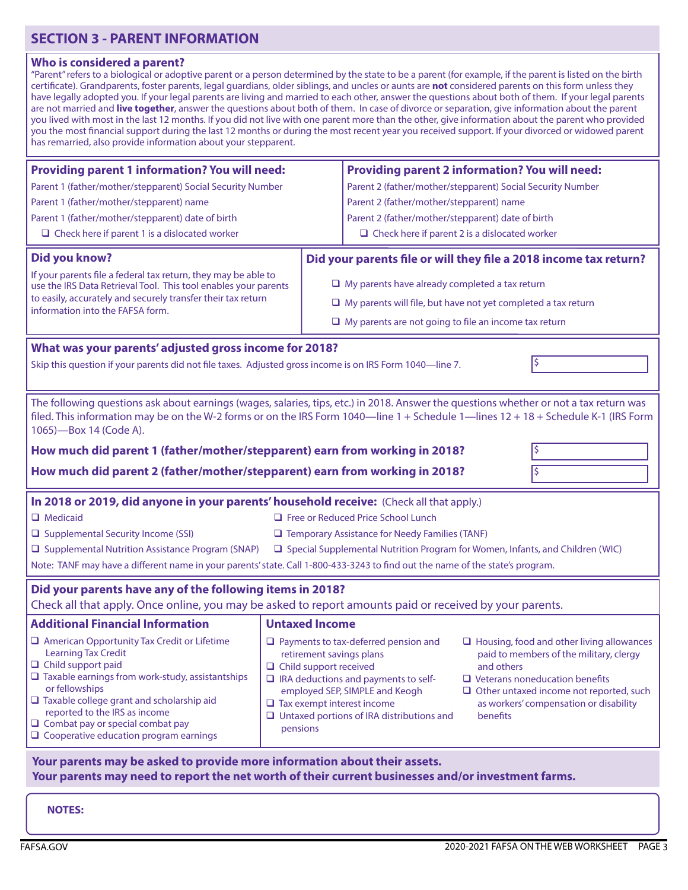## SECTION 3 - PARENT INFORMATION

### Who is considered a parent?

"Parent" refers to a biological or adoptive parent or a person determined by the state to be a parent (for example, if the parent is listed on the birth certificate). Grandparents, foster parents, legal guardians, older siblings, and uncles or aunts are **not** considered parents on this form unless they have legally adopted you. If your legal parents are living and married to each other, answer the questions about both of them. If your legal parents are not married and **live together**, answer the questions about both of them. In case of divorce or separation, give information about the parent you lived with most in the last 12 months. If you did not live with one parent more than the other, give information about the parent who provided you the most financial support during the last 12 months or during the most recent year you received support. If your divorced or widowed parent has remarried, also provide information about your stepparent.

| **Providing parent 1 information? You will need:** | **Providing parent 2 information? You will need:** |
|---|---|
| Parent 1 (father/mother/stepparent) Social Security Number | Parent 2 (father/mother/stepparent) Social Security Number |
| Parent 1 (father/mother/stepparent) name | Parent 2 (father/mother/stepparent) name |
| Parent 1 (father/mother/stepparent) date of birth | Parent 2 (father/mother/stepparent) date of birth |
| ❑ Check here if parent 1 is a dislocated worker | ❑ Check here if parent 2 is a dislocated worker |

### Did you know?

If your parents file a federal tax return, they may be able to use the IRS Data Retrieval Tool. This tool enables your parents to easily, accurately and securely transfer their tax return information into the FAFSA form.

### Did your parents file or will they file a 2018 income tax return?

- ❑ My parents have already completed a tax return
- ❑ My parents will file, but have not yet completed a tax return
- ❑ My parents are not going to file an income tax return

### What was your parents' adjusted gross income for 2018?

Skip this question if your parents did not file taxes. Adjusted gross income is on IRS Form 1040—line 7. $

The following questions ask about earnings (wages, salaries, tips, etc.) in 2018. Answer the questions whether or not a tax return was filed. This information may be on the W-2 forms or on the IRS Form 1040—line 1 + Schedule 1—lines 12 + 18 + Schedule K-1 (IRS Form 1065)—Box 14 (Code A).

**How much did parent 1 (father/mother/stepparent) earn from working in 2018?** $

**How much did parent 2 (father/mother/stepparent) earn from working in 2018?** $

### In 2018 or 2019, did anyone in your parents' household receive: (Check all that apply.)

- ❑ Medicaid
- ❑ Supplemental Security Income (SSI)
- ❑ Supplemental Nutrition Assistance Program (SNAP)
- ❑ Free or Reduced Price School Lunch
- ❑ Temporary Assistance for Needy Families (TANF)
- ❑ Special Supplemental Nutrition Program for Women, Infants, and Children (WIC)

Note: TANF may have a different name in your parents' state. Call 1-800-433-3243 to find out the name of the state's program.

### Did your parents have any of the following items in 2018?

Check all that apply. Once online, you may be asked to report amounts paid or received by your parents.

**Additional Financial Information**

- ❑ American Opportunity Tax Credit or Lifetime Learning Tax Credit
- ❑ Child support paid
- ❑ Taxable earnings from work-study, assistantships or fellowships
- ❑ Taxable college grant and scholarship aid reported to the IRS as income
- ❑ Combat pay or special combat pay
- ❑ Cooperative education program earnings

**Untaxed Income**

- ❑ Payments to tax-deferred pension and retirement savings plans
- ❑ Child support received
- ❑ IRA deductions and payments to self-employed SEP, SIMPLE and Keogh
- ❑ Tax exempt interest income
- ❑ Untaxed portions of IRA distributions and pensions
- ❑ Housing, food and other living allowances paid to members of the military, clergy and others
- ❑ Veterans noneducation benefits
- ❑ Other untaxed income not reported, such as workers' compensation or disability benefits

**Your parents may be asked to provide more information about their assets.**
**Your parents may need to report the net worth of their current businesses and/or investment farms.**

**NOTES:**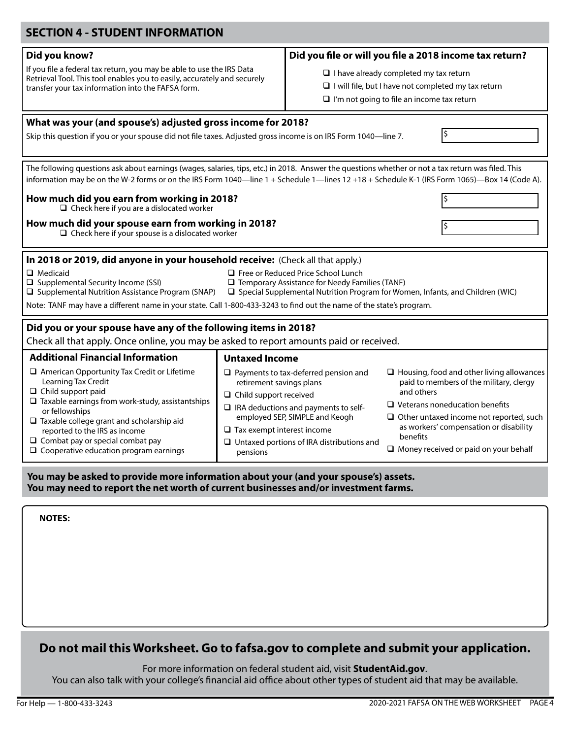## SECTION 4 - STUDENT INFORMATION

**Did you know?**

If you file a federal tax return, you may be able to use the IRS Data Retrieval Tool. This tool enables you to easily, accurately and securely transfer your tax information into the FAFSA form.

**Did you file or will you file a 2018 income tax return?**

- ❑ I have already completed my tax return
- ❑ I will file, but I have not completed my tax return
- ❑ I'm not going to file an income tax return

**What was your (and spouse's) adjusted gross income for 2018?**

Skip this question if you or your spouse did not file taxes. Adjusted gross income is on IRS Form 1040—line 7. $

The following questions ask about earnings (wages, salaries, tips, etc.) in 2018. Answer the questions whether or not a tax return was filed. This information may be on the W-2 forms or on the IRS Form 1040—line 1 + Schedule 1—lines 12 +18 + Schedule K-1 (IRS Form 1065)—Box 14 (Code A).

**How much did you earn from working in 2018?** $

❑ Check here if you are a dislocated worker

**How much did your spouse earn from working in 2018?** $

❑ Check here if your spouse is a dislocated worker

**In 2018 or 2019, did anyone in your household receive:** (Check all that apply.)

- ❑ Medicaid
- ❑ Supplemental Security Income (SSI)
- ❑ Supplemental Nutrition Assistance Program (SNAP)
- ❑ Free or Reduced Price School Lunch
- ❑ Temporary Assistance for Needy Families (TANF)
- ❑ Special Supplemental Nutrition Program for Women, Infants, and Children (WIC)

Note: TANF may have a different name in your state. Call 1-800-433-3243 to find out the name of the state's program.

**Did you or your spouse have any of the following items in 2018?**

Check all that apply. Once online, you may be asked to report amounts paid or received.

**Additional Financial Information**

- ❑ American Opportunity Tax Credit or Lifetime Learning Tax Credit
- ❑ Child support paid
- ❑ Taxable earnings from work-study, assistantships or fellowships
- ❑ Taxable college grant and scholarship aid reported to the IRS as income
- ❑ Combat pay or special combat pay
- ❑ Cooperative education program earnings

**Untaxed Income**

- ❑ Payments to tax-deferred pension and retirement savings plans
- ❑ Child support received
- ❑ IRA deductions and payments to self-employed SEP, SIMPLE and Keogh
- ❑ Tax exempt interest income
- ❑ Untaxed portions of IRA distributions and pensions
- ❑ Housing, food and other living allowances paid to members of the military, clergy and others
- ❑ Veterans noneducation benefits
- ❑ Other untaxed income not reported, such as workers' compensation or disability benefits
- ❑ Money received or paid on your behalf

**You may be asked to provide more information about your (and your spouse's) assets. You may need to report the net worth of current businesses and/or investment farms.**

**NOTES:**

## Do not mail this Worksheet. Go to fafsa.gov to complete and submit your application.

For more information on federal student aid, visit **StudentAid.gov**.
You can also talk with your college's financial aid office about other types of student aid that may be available.

For Help — 1-800-433-3243